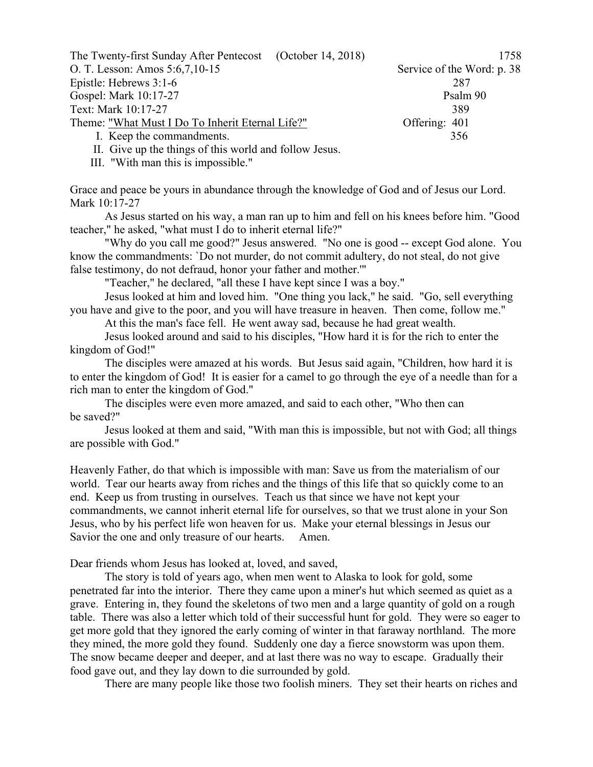The Twenty-first Sunday After Pentecost (October 14, 2018) 1758

| | |
|---|---|
| O. T. Lesson: Amos 5:6,7,10-15 | Service of the Word: p. 38 |
| Epistle: Hebrews 3:1-6 | 287 |
| Gospel: Mark 10:17-27 | Psalm 90 |
| Text: Mark 10:17-27 | 389 |
| Theme: <u>"What Must I Do To Inherit Eternal Life?"</u> | Offering: 401 |
| I. Keep the commandments. | 356 |

II. Give up the things of this world and follow Jesus.

III. "With man this is impossible."

Grace and peace be yours in abundance through the knowledge of God and of Jesus our Lord.
Mark 10:17-27

As Jesus started on his way, a man ran up to him and fell on his knees before him. "Good teacher," he asked, "what must I do to inherit eternal life?"

"Why do you call me good?" Jesus answered. "No one is good -- except God alone. You know the commandments: `Do not murder, do not commit adultery, do not steal, do not give false testimony, do not defraud, honor your father and mother.'"

"Teacher," he declared, "all these I have kept since I was a boy."

Jesus looked at him and loved him. "One thing you lack," he said. "Go, sell everything you have and give to the poor, and you will have treasure in heaven. Then come, follow me."

At this the man's face fell. He went away sad, because he had great wealth.

Jesus looked around and said to his disciples, "How hard it is for the rich to enter the kingdom of God!"

The disciples were amazed at his words. But Jesus said again, "Children, how hard it is to enter the kingdom of God! It is easier for a camel to go through the eye of a needle than for a rich man to enter the kingdom of God."

The disciples were even more amazed, and said to each other, "Who then can be saved?"

Jesus looked at them and said, "With man this is impossible, but not with God; all things are possible with God."

Heavenly Father, do that which is impossible with man: Save us from the materialism of our world. Tear our hearts away from riches and the things of this life that so quickly come to an end. Keep us from trusting in ourselves. Teach us that since we have not kept your commandments, we cannot inherit eternal life for ourselves, so that we trust alone in your Son Jesus, who by his perfect life won heaven for us. Make your eternal blessings in Jesus our Savior the one and only treasure of our hearts. Amen.

Dear friends whom Jesus has looked at, loved, and saved,

The story is told of years ago, when men went to Alaska to look for gold, some penetrated far into the interior. There they came upon a miner's hut which seemed as quiet as a grave. Entering in, they found the skeletons of two men and a large quantity of gold on a rough table. There was also a letter which told of their successful hunt for gold. They were so eager to get more gold that they ignored the early coming of winter in that faraway northland. The more they mined, the more gold they found. Suddenly one day a fierce snowstorm was upon them. The snow became deeper and deeper, and at last there was no way to escape. Gradually their food gave out, and they lay down to die surrounded by gold.

There are many people like those two foolish miners. They set their hearts on riches and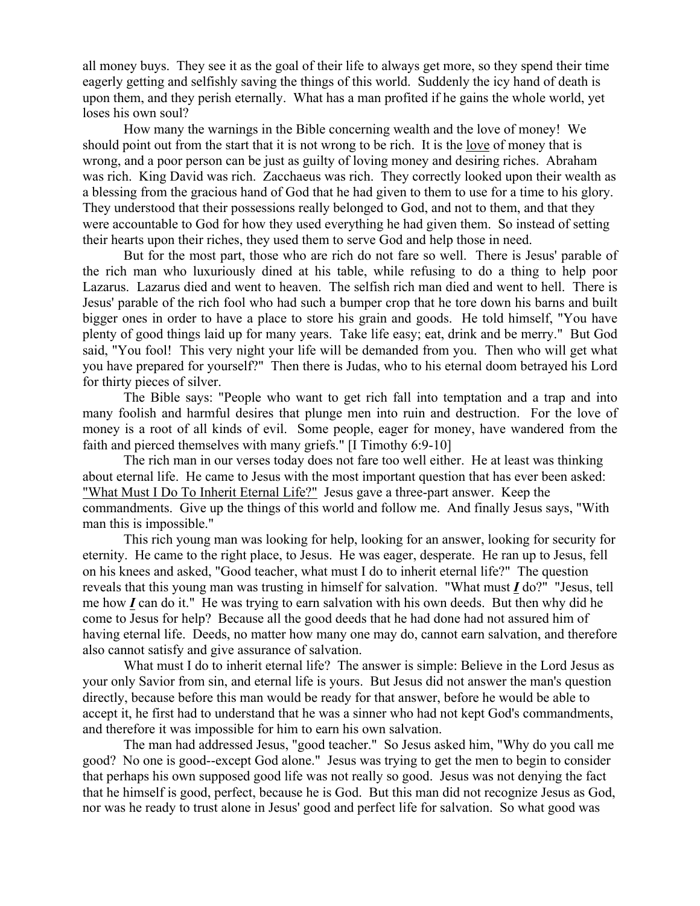all money buys. They see it as the goal of their life to always get more, so they spend their time eagerly getting and selfishly saving the things of this world. Suddenly the icy hand of death is upon them, and they perish eternally. What has a man profited if he gains the whole world, yet loses his own soul?

How many the warnings in the Bible concerning wealth and the love of money! We should point out from the start that it is not wrong to be rich. It is the <u>love</u> of money that is wrong, and a poor person can be just as guilty of loving money and desiring riches. Abraham was rich. King David was rich. Zacchaeus was rich. They correctly looked upon their wealth as a blessing from the gracious hand of God that he had given to them to use for a time to his glory. They understood that their possessions really belonged to God, and not to them, and that they were accountable to God for how they used everything he had given them. So instead of setting their hearts upon their riches, they used them to serve God and help those in need.

But for the most part, those who are rich do not fare so well. There is Jesus' parable of the rich man who luxuriously dined at his table, while refusing to do a thing to help poor Lazarus. Lazarus died and went to heaven. The selfish rich man died and went to hell. There is Jesus' parable of the rich fool who had such a bumper crop that he tore down his barns and built bigger ones in order to have a place to store his grain and goods. He told himself, "You have plenty of good things laid up for many years. Take life easy; eat, drink and be merry." But God said, "You fool! This very night your life will be demanded from you. Then who will get what you have prepared for yourself?" Then there is Judas, who to his eternal doom betrayed his Lord for thirty pieces of silver.

The Bible says: "People who want to get rich fall into temptation and a trap and into many foolish and harmful desires that plunge men into ruin and destruction. For the love of money is a root of all kinds of evil. Some people, eager for money, have wandered from the faith and pierced themselves with many griefs." [I Timothy 6:9-10]

The rich man in our verses today does not fare too well either. He at least was thinking about eternal life. He came to Jesus with the most important question that has ever been asked: <u>"What Must I Do To Inherit Eternal Life?"</u> Jesus gave a three-part answer. Keep the commandments. Give up the things of this world and follow me. And finally Jesus says, "With man this is impossible."

This rich young man was looking for help, looking for an answer, looking for security for eternity. He came to the right place, to Jesus. He was eager, desperate. He ran up to Jesus, fell on his knees and asked, "Good teacher, what must I do to inherit eternal life?" The question reveals that this young man was trusting in himself for salvation. "What must <u>***I***</u> do?" "Jesus, tell me how <u>***I***</u> can do it." He was trying to earn salvation with his own deeds. But then why did he come to Jesus for help? Because all the good deeds that he had done had not assured him of having eternal life. Deeds, no matter how many one may do, cannot earn salvation, and therefore also cannot satisfy and give assurance of salvation.

What must I do to inherit eternal life? The answer is simple: Believe in the Lord Jesus as your only Savior from sin, and eternal life is yours. But Jesus did not answer the man's question directly, because before this man would be ready for that answer, before he would be able to accept it, he first had to understand that he was a sinner who had not kept God's commandments, and therefore it was impossible for him to earn his own salvation.

The man had addressed Jesus, "good teacher." So Jesus asked him, "Why do you call me good? No one is good--except God alone." Jesus was trying to get the men to begin to consider that perhaps his own supposed good life was not really so good. Jesus was not denying the fact that he himself is good, perfect, because he is God. But this man did not recognize Jesus as God, nor was he ready to trust alone in Jesus' good and perfect life for salvation. So what good was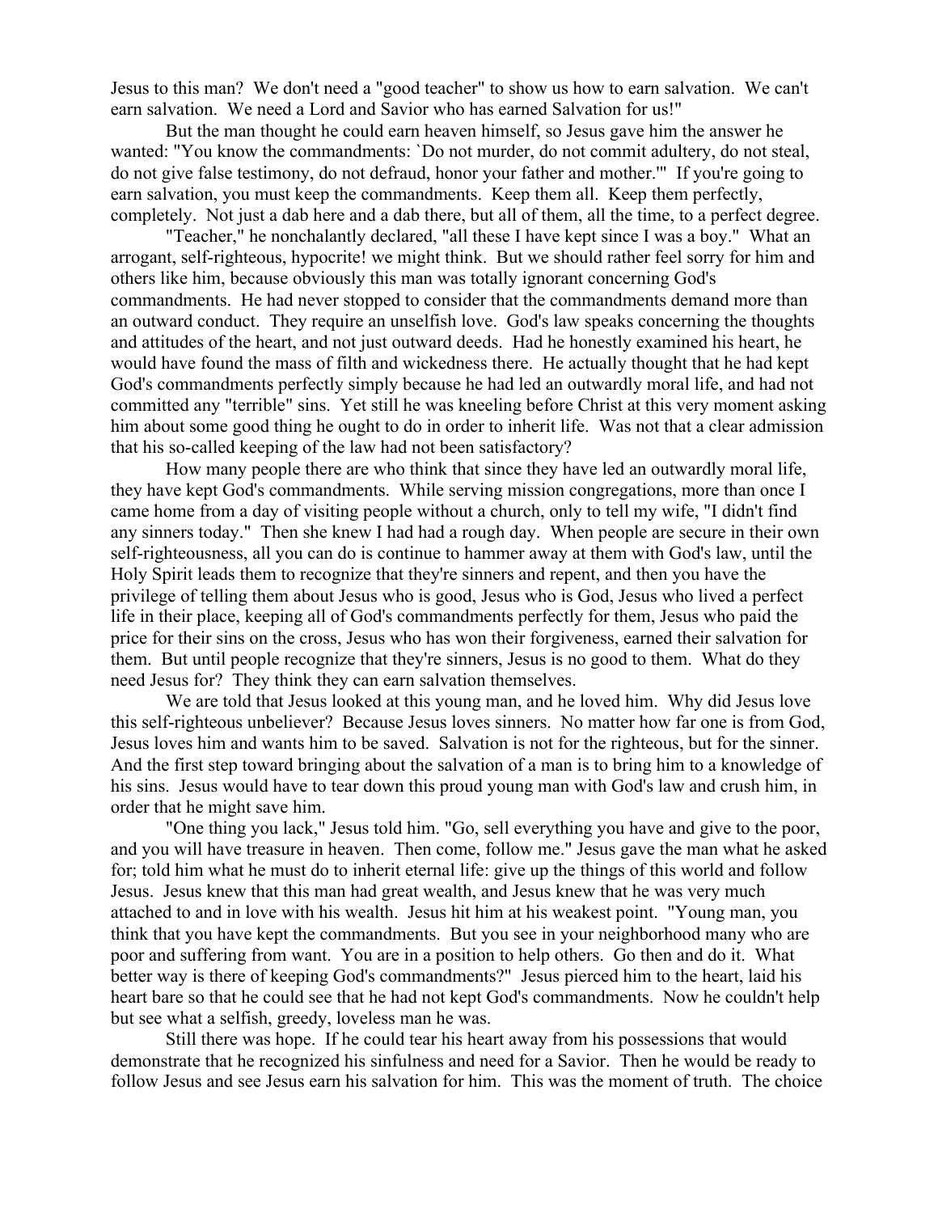Jesus to this man? We don't need a "good teacher" to show us how to earn salvation. We can't earn salvation. We need a Lord and Savior who has earned Salvation for us!"

But the man thought he could earn heaven himself, so Jesus gave him the answer he wanted: "You know the commandments: `Do not murder, do not commit adultery, do not steal, do not give false testimony, do not defraud, honor your father and mother.'" If you're going to earn salvation, you must keep the commandments. Keep them all. Keep them perfectly, completely. Not just a dab here and a dab there, but all of them, all the time, to a perfect degree.

"Teacher," he nonchalantly declared, "all these I have kept since I was a boy." What an arrogant, self-righteous, hypocrite! we might think. But we should rather feel sorry for him and others like him, because obviously this man was totally ignorant concerning God's commandments. He had never stopped to consider that the commandments demand more than an outward conduct. They require an unselfish love. God's law speaks concerning the thoughts and attitudes of the heart, and not just outward deeds. Had he honestly examined his heart, he would have found the mass of filth and wickedness there. He actually thought that he had kept God's commandments perfectly simply because he had led an outwardly moral life, and had not committed any "terrible" sins. Yet still he was kneeling before Christ at this very moment asking him about some good thing he ought to do in order to inherit life. Was not that a clear admission that his so-called keeping of the law had not been satisfactory?

How many people there are who think that since they have led an outwardly moral life, they have kept God's commandments. While serving mission congregations, more than once I came home from a day of visiting people without a church, only to tell my wife, "I didn't find any sinners today." Then she knew I had had a rough day. When people are secure in their own self-righteousness, all you can do is continue to hammer away at them with God's law, until the Holy Spirit leads them to recognize that they're sinners and repent, and then you have the privilege of telling them about Jesus who is good, Jesus who is God, Jesus who lived a perfect life in their place, keeping all of God's commandments perfectly for them, Jesus who paid the price for their sins on the cross, Jesus who has won their forgiveness, earned their salvation for them. But until people recognize that they're sinners, Jesus is no good to them. What do they need Jesus for? They think they can earn salvation themselves.

We are told that Jesus looked at this young man, and he loved him. Why did Jesus love this self-righteous unbeliever? Because Jesus loves sinners. No matter how far one is from God, Jesus loves him and wants him to be saved. Salvation is not for the righteous, but for the sinner. And the first step toward bringing about the salvation of a man is to bring him to a knowledge of his sins. Jesus would have to tear down this proud young man with God's law and crush him, in order that he might save him.

"One thing you lack," Jesus told him. "Go, sell everything you have and give to the poor, and you will have treasure in heaven. Then come, follow me." Jesus gave the man what he asked for; told him what he must do to inherit eternal life: give up the things of this world and follow Jesus. Jesus knew that this man had great wealth, and Jesus knew that he was very much attached to and in love with his wealth. Jesus hit him at his weakest point. "Young man, you think that you have kept the commandments. But you see in your neighborhood many who are poor and suffering from want. You are in a position to help others. Go then and do it. What better way is there of keeping God's commandments?" Jesus pierced him to the heart, laid his heart bare so that he could see that he had not kept God's commandments. Now he couldn't help but see what a selfish, greedy, loveless man he was.

Still there was hope. If he could tear his heart away from his possessions that would demonstrate that he recognized his sinfulness and need for a Savior. Then he would be ready to follow Jesus and see Jesus earn his salvation for him. This was the moment of truth. The choice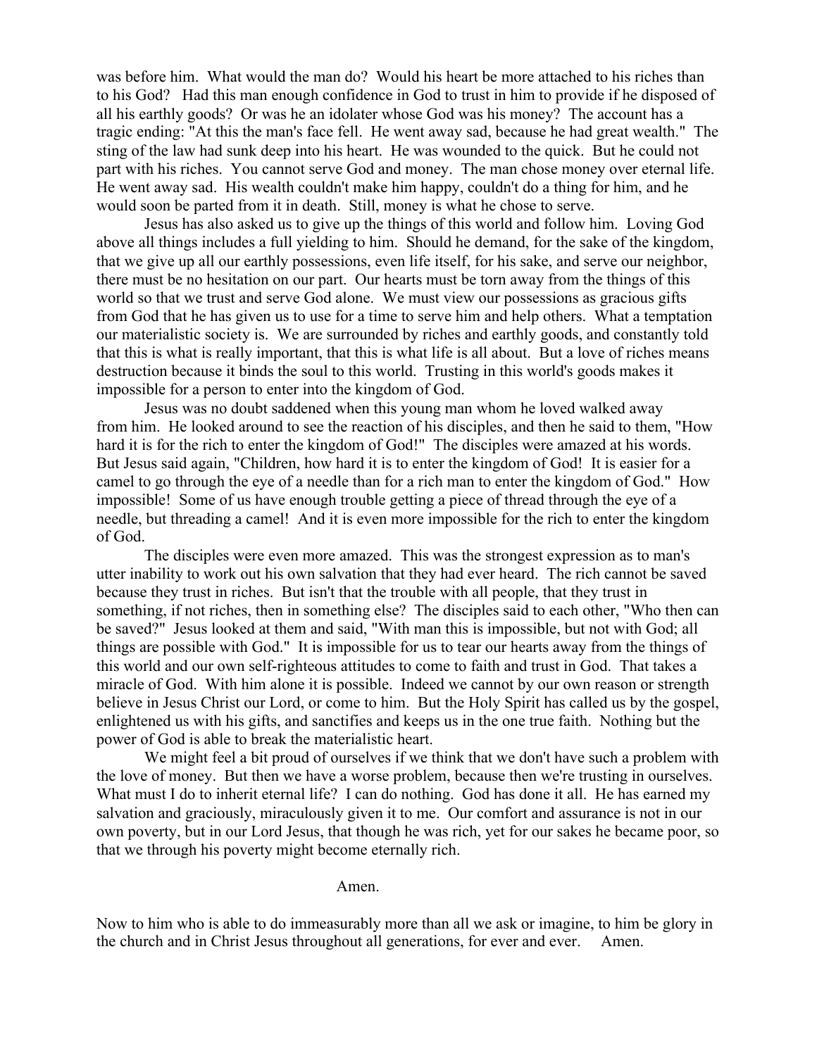was before him. What would the man do? Would his heart be more attached to his riches than to his God? Had this man enough confidence in God to trust in him to provide if he disposed of all his earthly goods? Or was he an idolater whose God was his money? The account has a tragic ending: "At this the man's face fell. He went away sad, because he had great wealth." The sting of the law had sunk deep into his heart. He was wounded to the quick. But he could not part with his riches. You cannot serve God and money. The man chose money over eternal life. He went away sad. His wealth couldn't make him happy, couldn't do a thing for him, and he would soon be parted from it in death. Still, money is what he chose to serve.

Jesus has also asked us to give up the things of this world and follow him. Loving God above all things includes a full yielding to him. Should he demand, for the sake of the kingdom, that we give up all our earthly possessions, even life itself, for his sake, and serve our neighbor, there must be no hesitation on our part. Our hearts must be torn away from the things of this world so that we trust and serve God alone. We must view our possessions as gracious gifts from God that he has given us to use for a time to serve him and help others. What a temptation our materialistic society is. We are surrounded by riches and earthly goods, and constantly told that this is what is really important, that this is what life is all about. But a love of riches means destruction because it binds the soul to this world. Trusting in this world's goods makes it impossible for a person to enter into the kingdom of God.

Jesus was no doubt saddened when this young man whom he loved walked away from him. He looked around to see the reaction of his disciples, and then he said to them, "How hard it is for the rich to enter the kingdom of God!" The disciples were amazed at his words. But Jesus said again, "Children, how hard it is to enter the kingdom of God! It is easier for a camel to go through the eye of a needle than for a rich man to enter the kingdom of God." How impossible! Some of us have enough trouble getting a piece of thread through the eye of a needle, but threading a camel! And it is even more impossible for the rich to enter the kingdom of God.

The disciples were even more amazed. This was the strongest expression as to man's utter inability to work out his own salvation that they had ever heard. The rich cannot be saved because they trust in riches. But isn't that the trouble with all people, that they trust in something, if not riches, then in something else? The disciples said to each other, "Who then can be saved?" Jesus looked at them and said, "With man this is impossible, but not with God; all things are possible with God." It is impossible for us to tear our hearts away from the things of this world and our own self-righteous attitudes to come to faith and trust in God. That takes a miracle of God. With him alone it is possible. Indeed we cannot by our own reason or strength believe in Jesus Christ our Lord, or come to him. But the Holy Spirit has called us by the gospel, enlightened us with his gifts, and sanctifies and keeps us in the one true faith. Nothing but the power of God is able to break the materialistic heart.

We might feel a bit proud of ourselves if we think that we don't have such a problem with the love of money. But then we have a worse problem, because then we're trusting in ourselves. What must I do to inherit eternal life? I can do nothing. God has done it all. He has earned my salvation and graciously, miraculously given it to me. Our comfort and assurance is not in our own poverty, but in our Lord Jesus, that though he was rich, yet for our sakes he became poor, so that we through his poverty might become eternally rich.

Amen.

Now to him who is able to do immeasurably more than all we ask or imagine, to him be glory in the church and in Christ Jesus throughout all generations, for ever and ever. Amen.